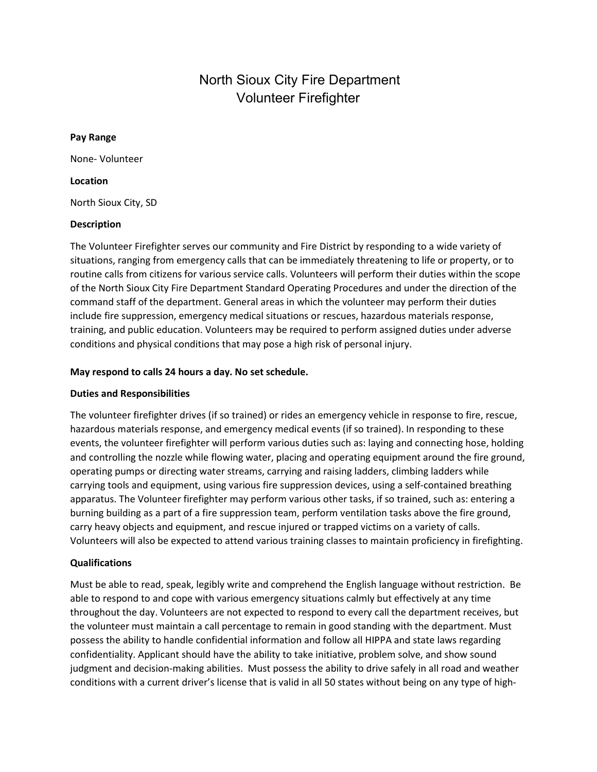# North Sioux City Fire Department
## Volunteer Firefighter

**Pay Range**

None- Volunteer

**Location**

North Sioux City, SD

**Description**

The Volunteer Firefighter serves our community and Fire District by responding to a wide variety of situations, ranging from emergency calls that can be immediately threatening to life or property, or to routine calls from citizens for various service calls. Volunteers will perform their duties within the scope of the North Sioux City Fire Department Standard Operating Procedures and under the direction of the command staff of the department. General areas in which the volunteer may perform their duties include fire suppression, emergency medical situations or rescues, hazardous materials response, training, and public education. Volunteers may be required to perform assigned duties under adverse conditions and physical conditions that may pose a high risk of personal injury.

**May respond to calls 24 hours a day. No set schedule.**

**Duties and Responsibilities**

The volunteer firefighter drives (if so trained) or rides an emergency vehicle in response to fire, rescue, hazardous materials response, and emergency medical events (if so trained). In responding to these events, the volunteer firefighter will perform various duties such as: laying and connecting hose, holding and controlling the nozzle while flowing water, placing and operating equipment around the fire ground, operating pumps or directing water streams, carrying and raising ladders, climbing ladders while carrying tools and equipment, using various fire suppression devices, using a self-contained breathing apparatus. The Volunteer firefighter may perform various other tasks, if so trained, such as: entering a burning building as a part of a fire suppression team, perform ventilation tasks above the fire ground, carry heavy objects and equipment, and rescue injured or trapped victims on a variety of calls. Volunteers will also be expected to attend various training classes to maintain proficiency in firefighting.

**Qualifications**

Must be able to read, speak, legibly write and comprehend the English language without restriction. Be able to respond to and cope with various emergency situations calmly but effectively at any time throughout the day. Volunteers are not expected to respond to every call the department receives, but the volunteer must maintain a call percentage to remain in good standing with the department. Must possess the ability to handle confidential information and follow all HIPPA and state laws regarding confidentiality. Applicant should have the ability to take initiative, problem solve, and show sound judgment and decision-making abilities. Must possess the ability to drive safely in all road and weather conditions with a current driver's license that is valid in all 50 states without being on any type of high-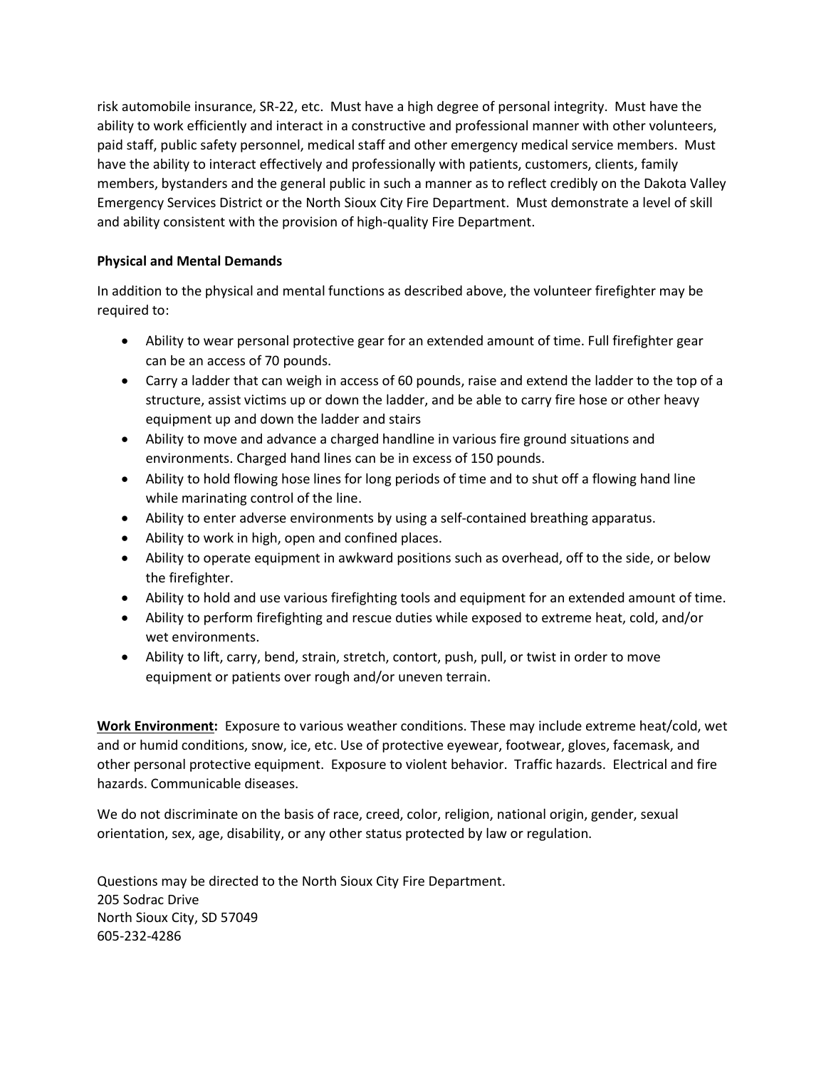risk automobile insurance, SR-22, etc. Must have a high degree of personal integrity. Must have the ability to work efficiently and interact in a constructive and professional manner with other volunteers, paid staff, public safety personnel, medical staff and other emergency medical service members. Must have the ability to interact effectively and professionally with patients, customers, clients, family members, bystanders and the general public in such a manner as to reflect credibly on the Dakota Valley Emergency Services District or the North Sioux City Fire Department. Must demonstrate a level of skill and ability consistent with the provision of high-quality Fire Department.

**Physical and Mental Demands**

In addition to the physical and mental functions as described above, the volunteer firefighter may be required to:

- Ability to wear personal protective gear for an extended amount of time. Full firefighter gear can be an access of 70 pounds.
- Carry a ladder that can weigh in access of 60 pounds, raise and extend the ladder to the top of a structure, assist victims up or down the ladder, and be able to carry fire hose or other heavy equipment up and down the ladder and stairs
- Ability to move and advance a charged handline in various fire ground situations and environments. Charged hand lines can be in excess of 150 pounds.
- Ability to hold flowing hose lines for long periods of time and to shut off a flowing hand line while marinating control of the line.
- Ability to enter adverse environments by using a self-contained breathing apparatus.
- Ability to work in high, open and confined places.
- Ability to operate equipment in awkward positions such as overhead, off to the side, or below the firefighter.
- Ability to hold and use various firefighting tools and equipment for an extended amount of time.
- Ability to perform firefighting and rescue duties while exposed to extreme heat, cold, and/or wet environments.
- Ability to lift, carry, bend, strain, stretch, contort, push, pull, or twist in order to move equipment or patients over rough and/or uneven terrain.

**Work Environment:** Exposure to various weather conditions. These may include extreme heat/cold, wet and or humid conditions, snow, ice, etc. Use of protective eyewear, footwear, gloves, facemask, and other personal protective equipment. Exposure to violent behavior. Traffic hazards. Electrical and fire hazards. Communicable diseases.

We do not discriminate on the basis of race, creed, color, religion, national origin, gender, sexual orientation, sex, age, disability, or any other status protected by law or regulation.

Questions may be directed to the North Sioux City Fire Department.
205 Sodrac Drive
North Sioux City, SD 57049
605-232-4286